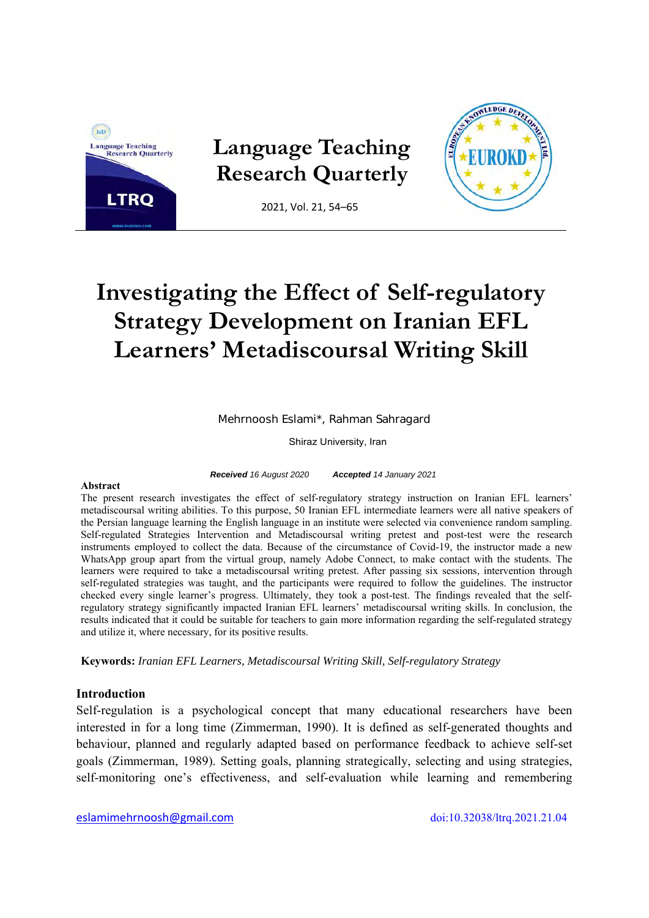# Investigating the Effect of Self-regulatory Strategy Development on Iranian EFL Learners' Metadiscoursal Writing Skill

Mehrnoosh Eslami*, Rahman Sahragard

Shiraz University, Iran

***Received*** *16 August 2020* ***Accepted*** *14 January 2021*

**Abstract**

The present research investigates the effect of self-regulatory strategy instruction on Iranian EFL learners' metadiscoursal writing abilities. To this purpose, 50 Iranian EFL intermediate learners were all native speakers of the Persian language learning the English language in an institute were selected via convenience random sampling. Self-regulated Strategies Intervention and Metadiscoursal writing pretest and post-test were the research instruments employed to collect the data. Because of the circumstance of Covid-19, the instructor made a new WhatsApp group apart from the virtual group, namely Adobe Connect, to make contact with the students. The learners were required to take a metadiscoursal writing pretest. After passing six sessions, intervention through self-regulated strategies was taught, and the participants were required to follow the guidelines. The instructor checked every single learner's progress. Ultimately, they took a post-test. The findings revealed that the self-regulatory strategy significantly impacted Iranian EFL learners' metadiscoursal writing skills. In conclusion, the results indicated that it could be suitable for teachers to gain more information regarding the self-regulated strategy and utilize it, where necessary, for its positive results.

**Keywords:** *Iranian EFL Learners, Metadiscoursal Writing Skill, Self-regulatory Strategy*

## Introduction

Self-regulation is a psychological concept that many educational researchers have been interested in for a long time (Zimmerman, 1990). It is defined as self-generated thoughts and behaviour, planned and regularly adapted based on performance feedback to achieve self-set goals (Zimmerman, 1989). Setting goals, planning strategically, selecting and using strategies, self-monitoring one's effectiveness, and self-evaluation while learning and remembering

eslamimehrnoosh@gmail.com

doi:10.32038/ltrq.2021.21.04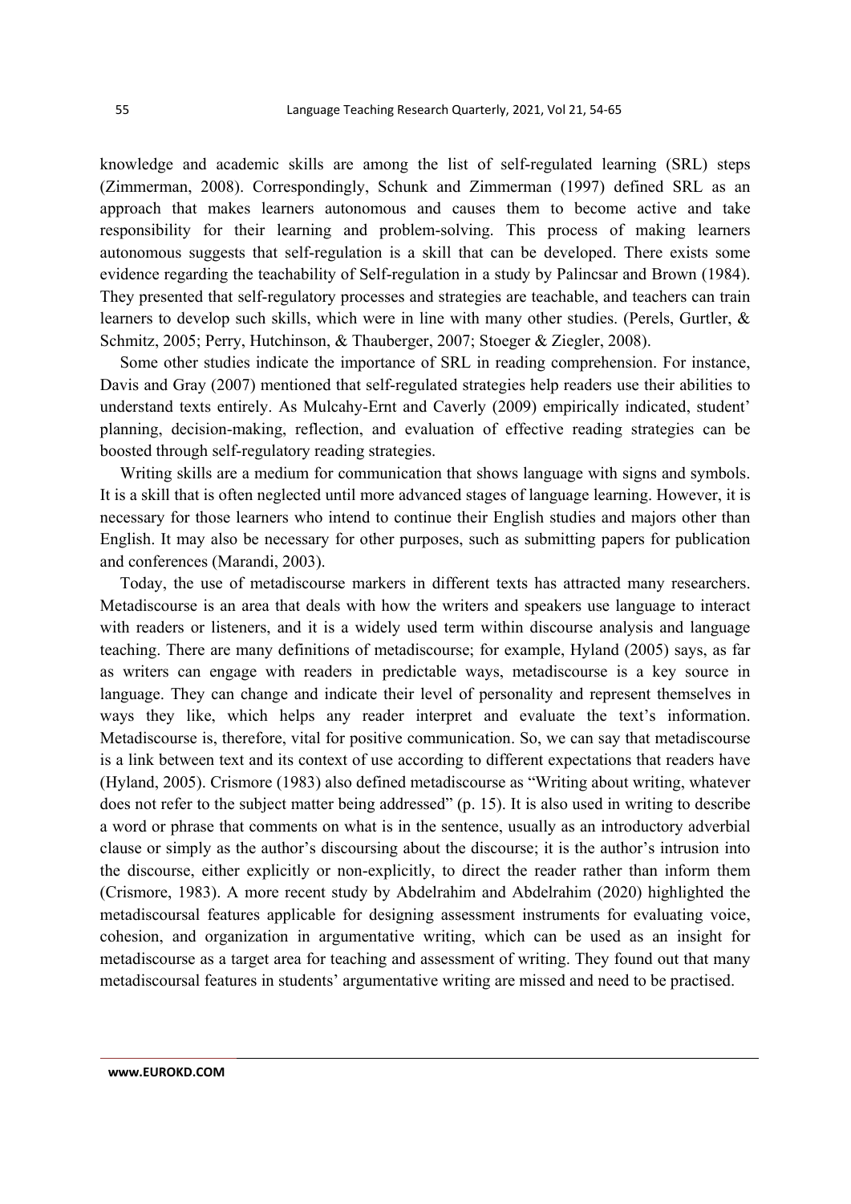knowledge and academic skills are among the list of self-regulated learning (SRL) steps (Zimmerman, 2008). Correspondingly, Schunk and Zimmerman (1997) defined SRL as an approach that makes learners autonomous and causes them to become active and take responsibility for their learning and problem-solving. This process of making learners autonomous suggests that self-regulation is a skill that can be developed. There exists some evidence regarding the teachability of Self-regulation in a study by Palincsar and Brown (1984). They presented that self-regulatory processes and strategies are teachable, and teachers can train learners to develop such skills, which were in line with many other studies. (Perels, Gurtler, & Schmitz, 2005; Perry, Hutchinson, & Thauberger, 2007; Stoeger & Ziegler, 2008).

Some other studies indicate the importance of SRL in reading comprehension. For instance, Davis and Gray (2007) mentioned that self-regulated strategies help readers use their abilities to understand texts entirely. As Mulcahy-Ernt and Caverly (2009) empirically indicated, student' planning, decision-making, reflection, and evaluation of effective reading strategies can be boosted through self-regulatory reading strategies.

Writing skills are a medium for communication that shows language with signs and symbols. It is a skill that is often neglected until more advanced stages of language learning. However, it is necessary for those learners who intend to continue their English studies and majors other than English. It may also be necessary for other purposes, such as submitting papers for publication and conferences (Marandi, 2003).

Today, the use of metadiscourse markers in different texts has attracted many researchers. Metadiscourse is an area that deals with how the writers and speakers use language to interact with readers or listeners, and it is a widely used term within discourse analysis and language teaching. There are many definitions of metadiscourse; for example, Hyland (2005) says, as far as writers can engage with readers in predictable ways, metadiscourse is a key source in language. They can change and indicate their level of personality and represent themselves in ways they like, which helps any reader interpret and evaluate the text's information. Metadiscourse is, therefore, vital for positive communication. So, we can say that metadiscourse is a link between text and its context of use according to different expectations that readers have (Hyland, 2005). Crismore (1983) also defined metadiscourse as "Writing about writing, whatever does not refer to the subject matter being addressed" (p. 15). It is also used in writing to describe a word or phrase that comments on what is in the sentence, usually as an introductory adverbial clause or simply as the author's discoursing about the discourse; it is the author's intrusion into the discourse, either explicitly or non-explicitly, to direct the reader rather than inform them (Crismore, 1983). A more recent study by Abdelrahim and Abdelrahim (2020) highlighted the metadiscoursal features applicable for designing assessment instruments for evaluating voice, cohesion, and organization in argumentative writing, which can be used as an insight for metadiscourse as a target area for teaching and assessment of writing. They found out that many metadiscoursal features in students' argumentative writing are missed and need to be practised.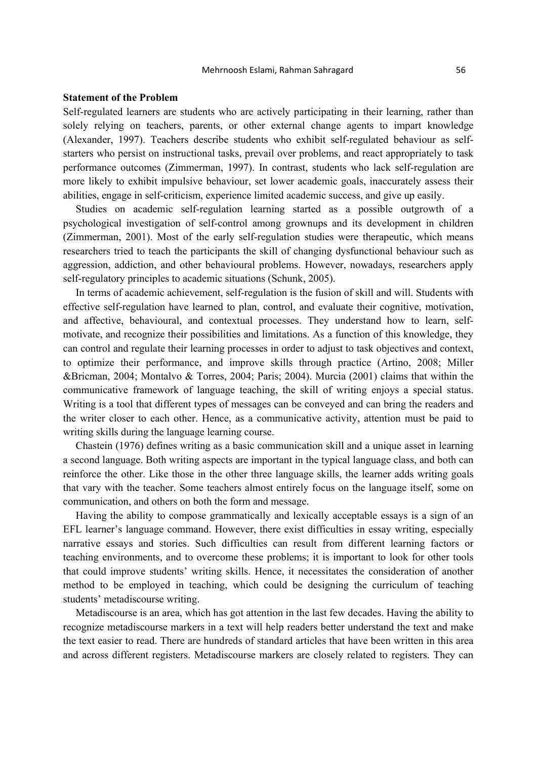**Statement of the Problem**

Self-regulated learners are students who are actively participating in their learning, rather than solely relying on teachers, parents, or other external change agents to impart knowledge (Alexander, 1997). Teachers describe students who exhibit self-regulated behaviour as self-starters who persist on instructional tasks, prevail over problems, and react appropriately to task performance outcomes (Zimmerman, 1997). In contrast, students who lack self-regulation are more likely to exhibit impulsive behaviour, set lower academic goals, inaccurately assess their abilities, engage in self-criticism, experience limited academic success, and give up easily.

Studies on academic self-regulation learning started as a possible outgrowth of a psychological investigation of self-control among grownups and its development in children (Zimmerman, 2001). Most of the early self-regulation studies were therapeutic, which means researchers tried to teach the participants the skill of changing dysfunctional behaviour such as aggression, addiction, and other behavioural problems. However, nowadays, researchers apply self-regulatory principles to academic situations (Schunk, 2005).

In terms of academic achievement, self-regulation is the fusion of skill and will. Students with effective self-regulation have learned to plan, control, and evaluate their cognitive, motivation, and affective, behavioural, and contextual processes. They understand how to learn, self-motivate, and recognize their possibilities and limitations. As a function of this knowledge, they can control and regulate their learning processes in order to adjust to task objectives and context, to optimize their performance, and improve skills through practice (Artino, 2008; Miller &Bricman, 2004; Montalvo & Torres, 2004; Paris; 2004). Murcia (2001) claims that within the communicative framework of language teaching, the skill of writing enjoys a special status. Writing is a tool that different types of messages can be conveyed and can bring the readers and the writer closer to each other. Hence, as a communicative activity, attention must be paid to writing skills during the language learning course.

Chastein (1976) defines writing as a basic communication skill and a unique asset in learning a second language. Both writing aspects are important in the typical language class, and both can reinforce the other. Like those in the other three language skills, the learner adds writing goals that vary with the teacher. Some teachers almost entirely focus on the language itself, some on communication, and others on both the form and message.

Having the ability to compose grammatically and lexically acceptable essays is a sign of an EFL learner's language command. However, there exist difficulties in essay writing, especially narrative essays and stories. Such difficulties can result from different learning factors or teaching environments, and to overcome these problems; it is important to look for other tools that could improve students' writing skills. Hence, it necessitates the consideration of another method to be employed in teaching, which could be designing the curriculum of teaching students' metadiscourse writing.

Metadiscourse is an area, which has got attention in the last few decades. Having the ability to recognize metadiscourse markers in a text will help readers better understand the text and make the text easier to read. There are hundreds of standard articles that have been written in this area and across different registers. Metadiscourse markers are closely related to registers. They can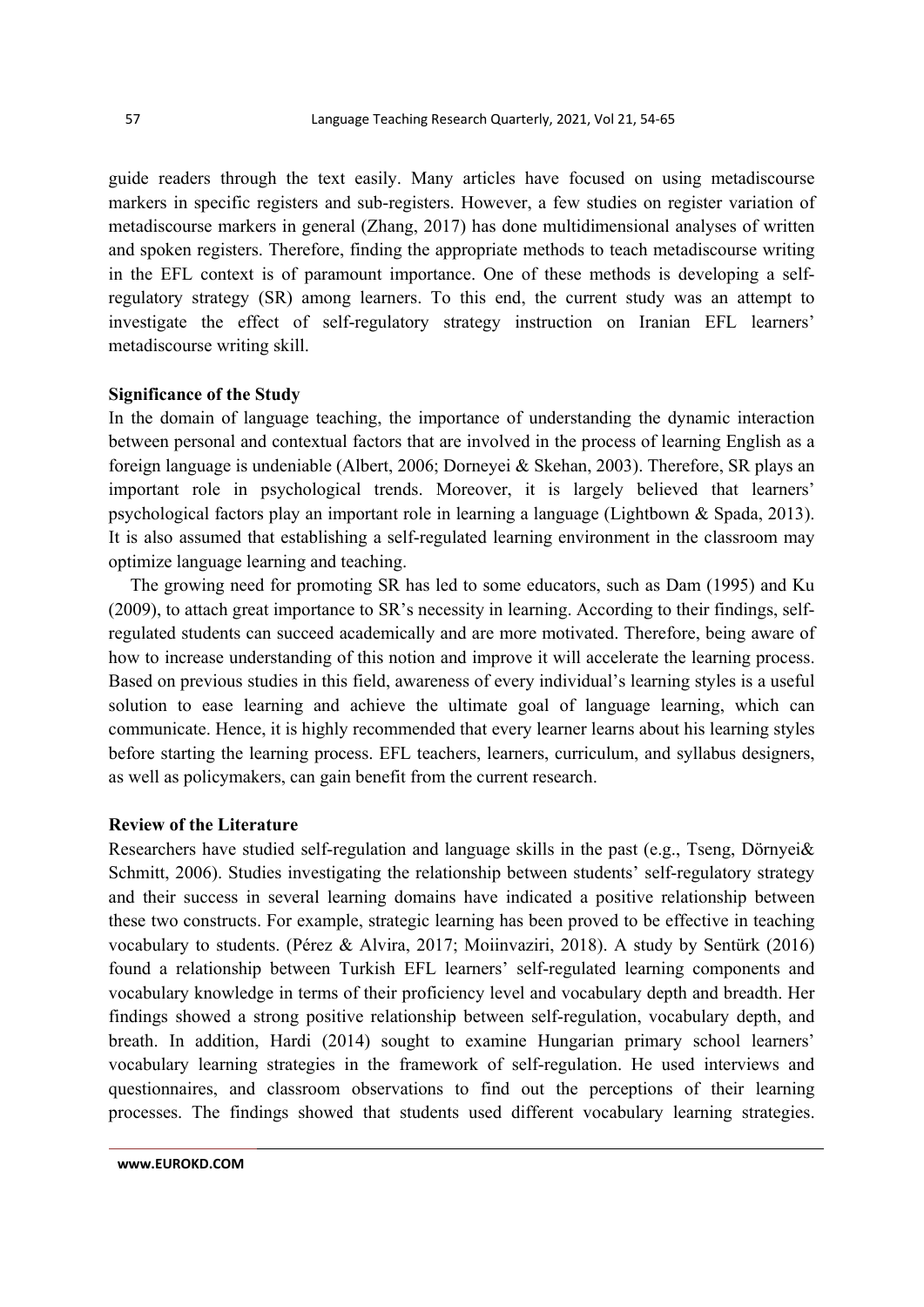guide readers through the text easily. Many articles have focused on using metadiscourse markers in specific registers and sub-registers. However, a few studies on register variation of metadiscourse markers in general (Zhang, 2017) has done multidimensional analyses of written and spoken registers. Therefore, finding the appropriate methods to teach metadiscourse writing in the EFL context is of paramount importance. One of these methods is developing a self-regulatory strategy (SR) among learners. To this end, the current study was an attempt to investigate the effect of self-regulatory strategy instruction on Iranian EFL learners' metadiscourse writing skill.

**Significance of the Study**

In the domain of language teaching, the importance of understanding the dynamic interaction between personal and contextual factors that are involved in the process of learning English as a foreign language is undeniable (Albert, 2006; Dorneyei & Skehan, 2003). Therefore, SR plays an important role in psychological trends. Moreover, it is largely believed that learners' psychological factors play an important role in learning a language (Lightbown & Spada, 2013). It is also assumed that establishing a self-regulated learning environment in the classroom may optimize language learning and teaching.

The growing need for promoting SR has led to some educators, such as Dam (1995) and Ku (2009), to attach great importance to SR's necessity in learning. According to their findings, self-regulated students can succeed academically and are more motivated. Therefore, being aware of how to increase understanding of this notion and improve it will accelerate the learning process. Based on previous studies in this field, awareness of every individual's learning styles is a useful solution to ease learning and achieve the ultimate goal of language learning, which can communicate. Hence, it is highly recommended that every learner learns about his learning styles before starting the learning process. EFL teachers, learners, curriculum, and syllabus designers, as well as policymakers, can gain benefit from the current research.

**Review of the Literature**

Researchers have studied self-regulation and language skills in the past (e.g., Tseng, Dörnyei& Schmitt, 2006). Studies investigating the relationship between students' self-regulatory strategy and their success in several learning domains have indicated a positive relationship between these two constructs. For example, strategic learning has been proved to be effective in teaching vocabulary to students. (Pérez & Alvira, 2017; Moiinvaziri, 2018). A study by Sentürk (2016) found a relationship between Turkish EFL learners' self-regulated learning components and vocabulary knowledge in terms of their proficiency level and vocabulary depth and breadth. Her findings showed a strong positive relationship between self-regulation, vocabulary depth, and breath. In addition, Hardi (2014) sought to examine Hungarian primary school learners' vocabulary learning strategies in the framework of self-regulation. He used interviews and questionnaires, and classroom observations to find out the perceptions of their learning processes. The findings showed that students used different vocabulary learning strategies.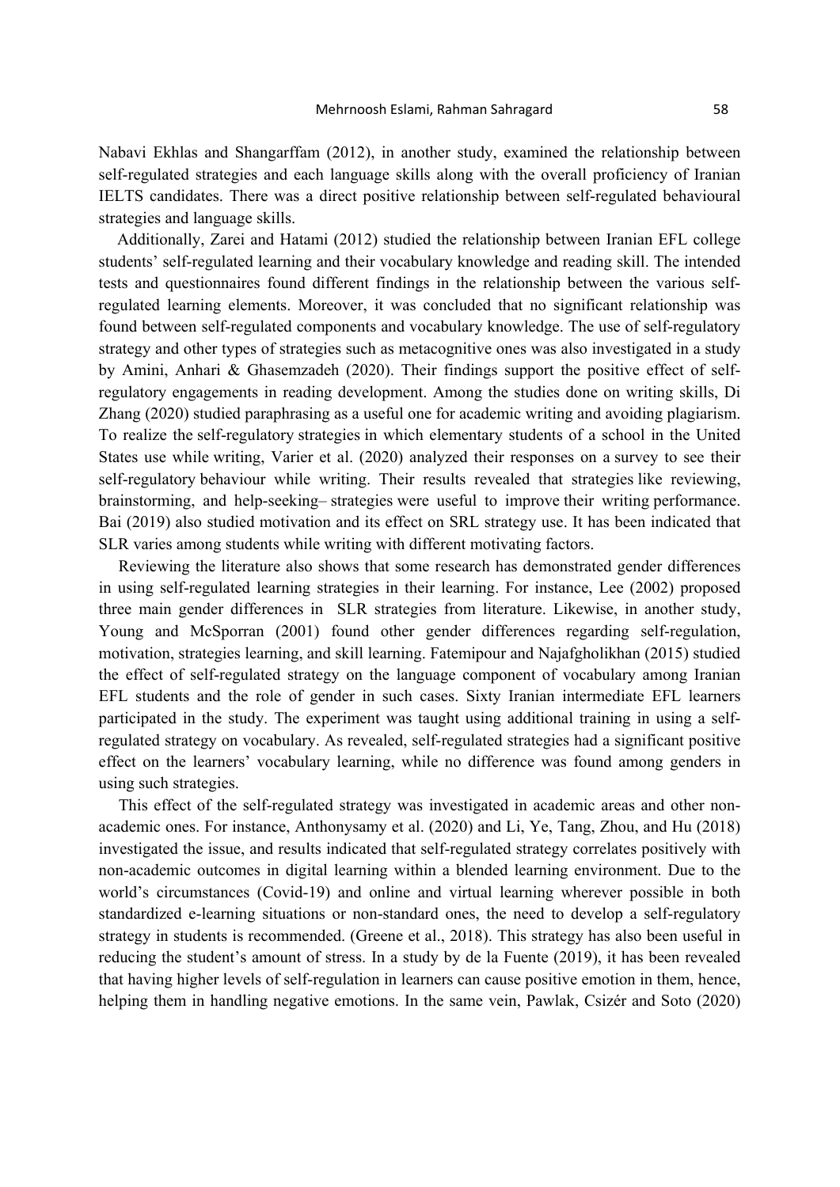Nabavi Ekhlas and Shangarffam (2012), in another study, examined the relationship between self-regulated strategies and each language skills along with the overall proficiency of Iranian IELTS candidates. There was a direct positive relationship between self-regulated behavioural strategies and language skills.

Additionally, Zarei and Hatami (2012) studied the relationship between Iranian EFL college students' self-regulated learning and their vocabulary knowledge and reading skill. The intended tests and questionnaires found different findings in the relationship between the various self-regulated learning elements. Moreover, it was concluded that no significant relationship was found between self-regulated components and vocabulary knowledge. The use of self-regulatory strategy and other types of strategies such as metacognitive ones was also investigated in a study by Amini, Anhari & Ghasemzadeh (2020). Their findings support the positive effect of self-regulatory engagements in reading development. Among the studies done on writing skills, Di Zhang (2020) studied paraphrasing as a useful one for academic writing and avoiding plagiarism. To realize the self-regulatory strategies in which elementary students of a school in the United States use while writing, Varier et al. (2020) analyzed their responses on a survey to see their self-regulatory behaviour while writing. Their results revealed that strategies like reviewing, brainstorming, and help-seeking– strategies were useful to improve their writing performance. Bai (2019) also studied motivation and its effect on SRL strategy use. It has been indicated that SLR varies among students while writing with different motivating factors.

Reviewing the literature also shows that some research has demonstrated gender differences in using self-regulated learning strategies in their learning. For instance, Lee (2002) proposed three main gender differences in SLR strategies from literature. Likewise, in another study, Young and McSporran (2001) found other gender differences regarding self-regulation, motivation, strategies learning, and skill learning. Fatemipour and Najafgholikhan (2015) studied the effect of self-regulated strategy on the language component of vocabulary among Iranian EFL students and the role of gender in such cases. Sixty Iranian intermediate EFL learners participated in the study. The experiment was taught using additional training in using a self-regulated strategy on vocabulary. As revealed, self-regulated strategies had a significant positive effect on the learners' vocabulary learning, while no difference was found among genders in using such strategies.

This effect of the self-regulated strategy was investigated in academic areas and other non-academic ones. For instance, Anthonysamy et al. (2020) and Li, Ye, Tang, Zhou, and Hu (2018) investigated the issue, and results indicated that self-regulated strategy correlates positively with non-academic outcomes in digital learning within a blended learning environment. Due to the world's circumstances (Covid-19) and online and virtual learning wherever possible in both standardized e-learning situations or non-standard ones, the need to develop a self-regulatory strategy in students is recommended. (Greene et al., 2018). This strategy has also been useful in reducing the student's amount of stress. In a study by de la Fuente (2019), it has been revealed that having higher levels of self-regulation in learners can cause positive emotion in them, hence, helping them in handling negative emotions. In the same vein, Pawlak, Csizér and Soto (2020)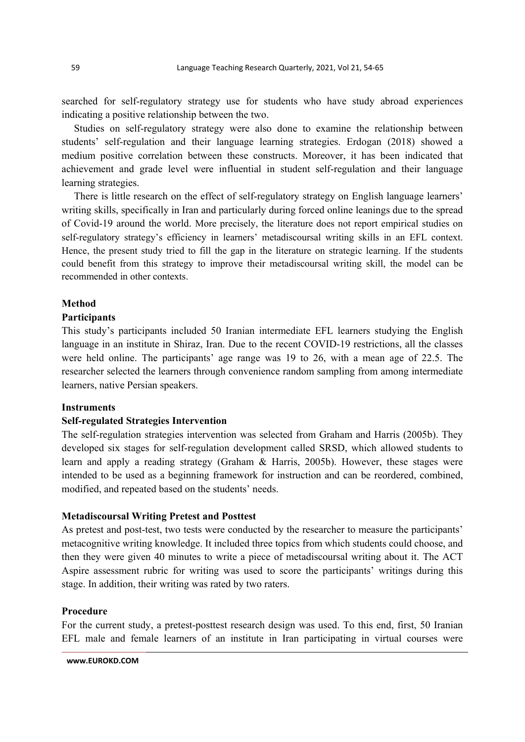searched for self-regulatory strategy use for students who have study abroad experiences indicating a positive relationship between the two.

Studies on self-regulatory strategy were also done to examine the relationship between students' self-regulation and their language learning strategies. Erdogan (2018) showed a medium positive correlation between these constructs. Moreover, it has been indicated that achievement and grade level were influential in student self-regulation and their language learning strategies.

There is little research on the effect of self-regulatory strategy on English language learners' writing skills, specifically in Iran and particularly during forced online leanings due to the spread of Covid-19 around the world. More precisely, the literature does not report empirical studies on self-regulatory strategy's efficiency in learners' metadiscoursal writing skills in an EFL context. Hence, the present study tried to fill the gap in the literature on strategic learning. If the students could benefit from this strategy to improve their metadiscoursal writing skill, the model can be recommended in other contexts.

## Method

### Participants

This study's participants included 50 Iranian intermediate EFL learners studying the English language in an institute in Shiraz, Iran. Due to the recent COVID-19 restrictions, all the classes were held online. The participants' age range was 19 to 26, with a mean age of 22.5. The researcher selected the learners through convenience random sampling from among intermediate learners, native Persian speakers.

### Instruments

#### Self-regulated Strategies Intervention

The self-regulation strategies intervention was selected from Graham and Harris (2005b). They developed six stages for self-regulation development called SRSD, which allowed students to learn and apply a reading strategy (Graham & Harris, 2005b). However, these stages were intended to be used as a beginning framework for instruction and can be reordered, combined, modified, and repeated based on the students' needs.

#### Metadiscoursal Writing Pretest and Posttest

As pretest and post-test, two tests were conducted by the researcher to measure the participants' metacognitive writing knowledge. It included three topics from which students could choose, and then they were given 40 minutes to write a piece of metadiscoursal writing about it. The ACT Aspire assessment rubric for writing was used to score the participants' writings during this stage. In addition, their writing was rated by two raters.

### Procedure

For the current study, a pretest-posttest research design was used. To this end, first, 50 Iranian EFL male and female learners of an institute in Iran participating in virtual courses were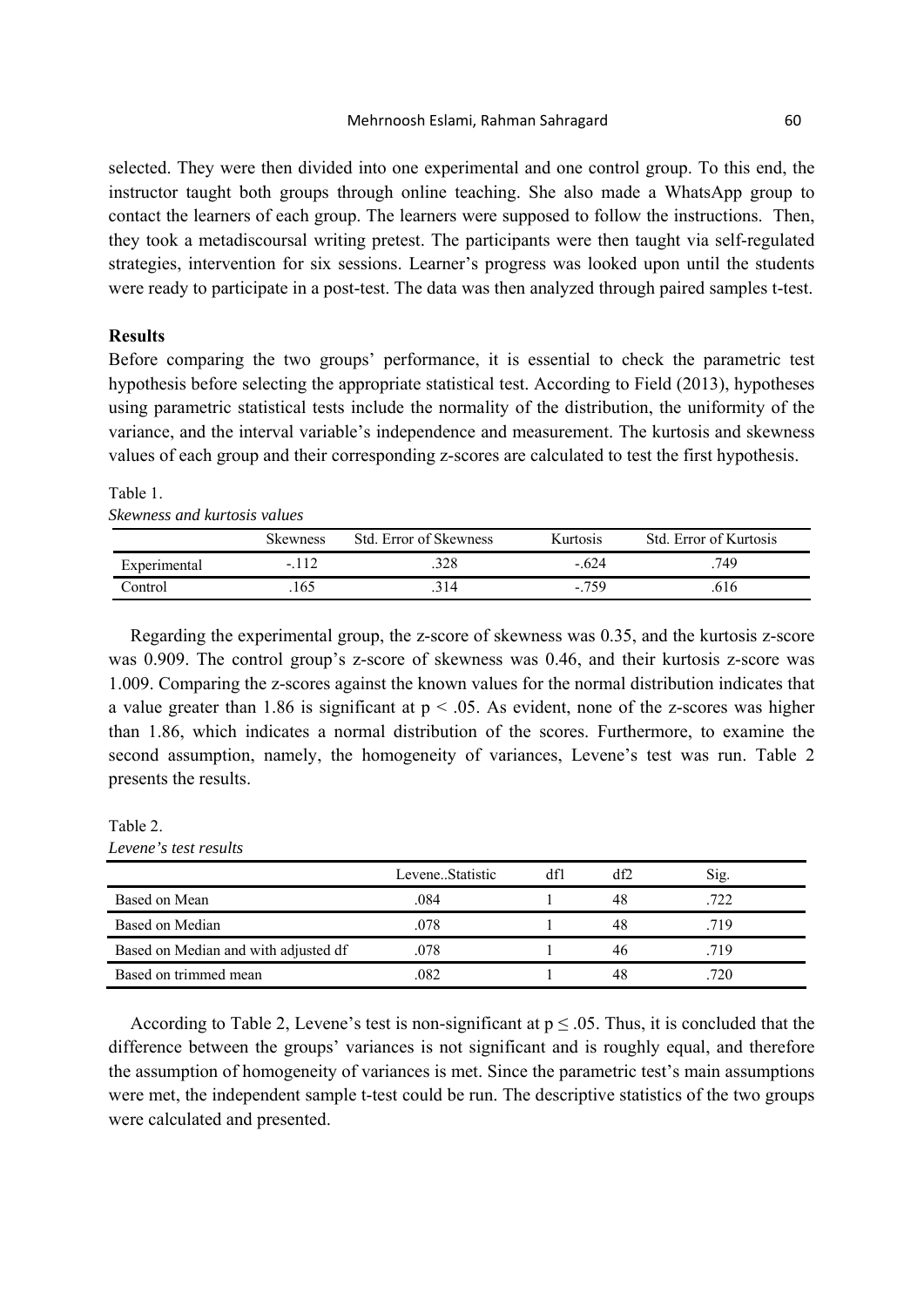selected. They were then divided into one experimental and one control group. To this end, the instructor taught both groups through online teaching. She also made a WhatsApp group to contact the learners of each group. The learners were supposed to follow the instructions. Then, they took a metadiscoursal writing pretest. The participants were then taught via self-regulated strategies, intervention for six sessions. Learner's progress was looked upon until the students were ready to participate in a post-test. The data was then analyzed through paired samples t-test.

## Results

Before comparing the two groups' performance, it is essential to check the parametric test hypothesis before selecting the appropriate statistical test. According to Field (2013), hypotheses using parametric statistical tests include the normality of the distribution, the uniformity of the variance, and the interval variable's independence and measurement. The kurtosis and skewness values of each group and their corresponding z-scores are calculated to test the first hypothesis.

Table 1.
*Skewness and kurtosis values*

| | Skewness | Std. Error of Skewness | Kurtosis | Std. Error of Kurtosis |
|---|---|---|---|---|
| Experimental | -.112 | .328 | -.624 | .749 |
| Control | .165 | .314 | -.759 | .616 |

Regarding the experimental group, the z-score of skewness was 0.35, and the kurtosis z-score was 0.909. The control group's z-score of skewness was 0.46, and their kurtosis z-score was 1.009. Comparing the z-scores against the known values for the normal distribution indicates that a value greater than 1.86 is significant at $p < .05$. As evident, none of the z-scores was higher than 1.86, which indicates a normal distribution of the scores. Furthermore, to examine the second assumption, namely, the homogeneity of variances, Levene's test was run. Table 2 presents the results.

Table 2.
*Levene's test results*

| | Levene..Statistic | df1 | df2 | Sig. |
|---|---|---|---|---|
| Based on Mean | .084 | 1 | 48 | .722 |
| Based on Median | .078 | 1 | 48 | .719 |
| Based on Median and with adjusted df | .078 | 1 | 46 | .719 |
| Based on trimmed mean | .082 | 1 | 48 | .720 |

According to Table 2, Levene's test is non-significant at $p \leq .05$. Thus, it is concluded that the difference between the groups' variances is not significant and is roughly equal, and therefore the assumption of homogeneity of variances is met. Since the parametric test's main assumptions were met, the independent sample t-test could be run. The descriptive statistics of the two groups were calculated and presented.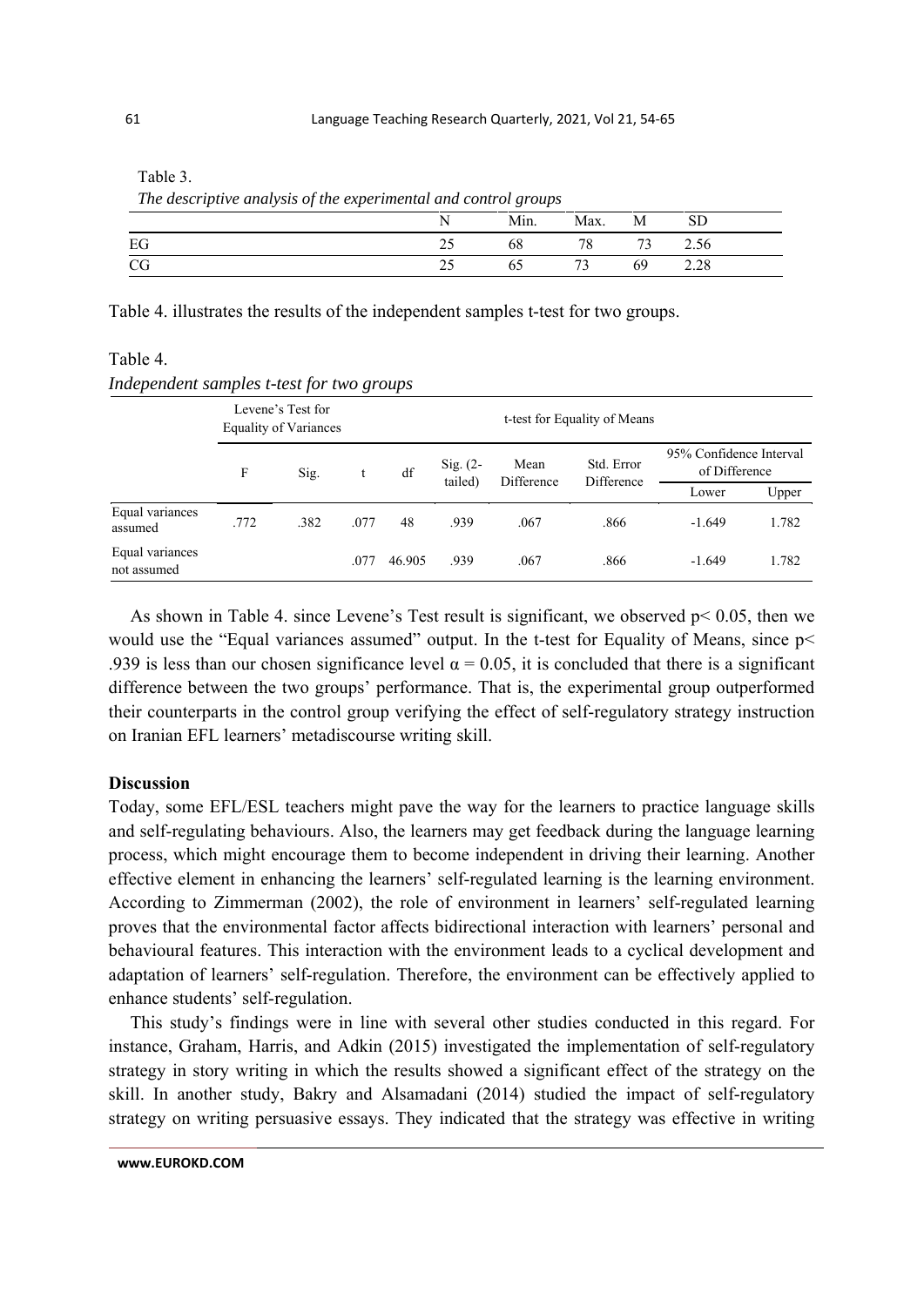Table 3.

*The descriptive analysis of the experimental and control groups*

| | N | Min. | Max. | M | SD |
|---|---|---|---|---|---|
| EG | 25 | 68 | 78 | 73 | 2.56 |
| CG | 25 | 65 | 73 | 69 | 2.28 |

Table 4. illustrates the results of the independent samples t-test for two groups.

Table 4.

*Independent samples t-test for two groups*

| | Levene's Test for Equality of Variances | | t-test for Equality of Means | | | | | | |
|---|---|---|---|---|---|---|---|---|---|
| | F | Sig. | t | df | Sig. (2-tailed) | Mean Difference | Std. Error Difference | 95% Confidence Interval of Difference | |
| | | | | | | | | Lower | Upper |
| Equal variances assumed | .772 | .382 | .077 | 48 | .939 | .067 | .866 | -1.649 | 1.782 |
| Equal variances not assumed | | | .077 | 46.905 | .939 | .067 | .866 | -1.649 | 1.782 |

As shown in Table 4. since Levene's Test result is significant, we observed $p < 0.05$, then we would use the "Equal variances assumed" output. In the t-test for Equality of Means, since $p <$ .939 is less than our chosen significance level $\alpha = 0.05$, it is concluded that there is a significant difference between the two groups' performance. That is, the experimental group outperformed their counterparts in the control group verifying the effect of self-regulatory strategy instruction on Iranian EFL learners' metadiscourse writing skill.

**Discussion**

Today, some EFL/ESL teachers might pave the way for the learners to practice language skills and self-regulating behaviours. Also, the learners may get feedback during the language learning process, which might encourage them to become independent in driving their learning. Another effective element in enhancing the learners' self-regulated learning is the learning environment. According to Zimmerman (2002), the role of environment in learners' self-regulated learning proves that the environmental factor affects bidirectional interaction with learners' personal and behavioural features. This interaction with the environment leads to a cyclical development and adaptation of learners' self-regulation. Therefore, the environment can be effectively applied to enhance students' self-regulation.

This study's findings were in line with several other studies conducted in this regard. For instance, Graham, Harris, and Adkin (2015) investigated the implementation of self-regulatory strategy in story writing in which the results showed a significant effect of the strategy on the skill. In another study, Bakry and Alsamadani (2014) studied the impact of self-regulatory strategy on writing persuasive essays. They indicated that the strategy was effective in writing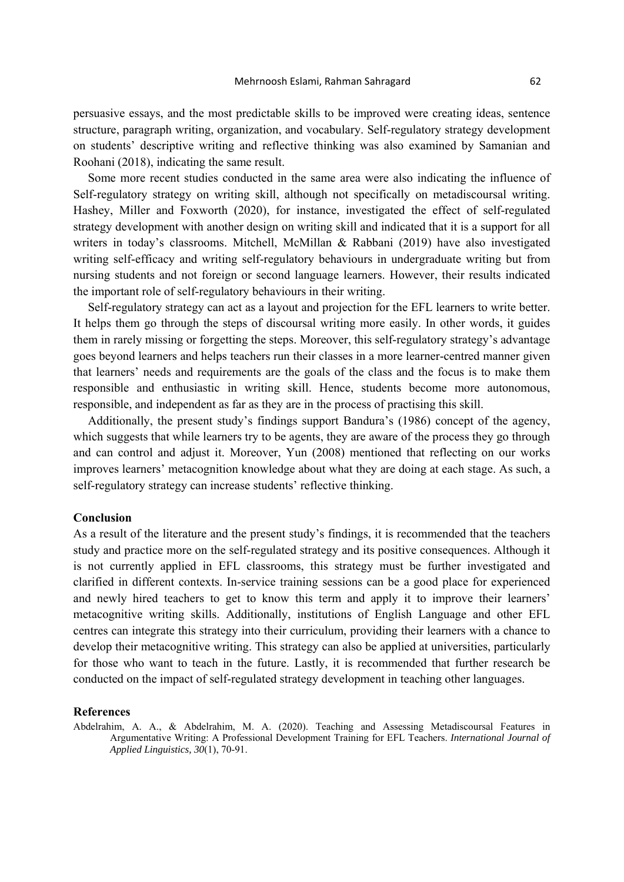persuasive essays, and the most predictable skills to be improved were creating ideas, sentence structure, paragraph writing, organization, and vocabulary. Self-regulatory strategy development on students' descriptive writing and reflective thinking was also examined by Samanian and Roohani (2018), indicating the same result.

Some more recent studies conducted in the same area were also indicating the influence of Self-regulatory strategy on writing skill, although not specifically on metadiscoursal writing. Hashey, Miller and Foxworth (2020), for instance, investigated the effect of self-regulated strategy development with another design on writing skill and indicated that it is a support for all writers in today's classrooms. Mitchell, McMillan & Rabbani (2019) have also investigated writing self-efficacy and writing self-regulatory behaviours in undergraduate writing but from nursing students and not foreign or second language learners. However, their results indicated the important role of self-regulatory behaviours in their writing.

Self-regulatory strategy can act as a layout and projection for the EFL learners to write better. It helps them go through the steps of discoursal writing more easily. In other words, it guides them in rarely missing or forgetting the steps. Moreover, this self-regulatory strategy's advantage goes beyond learners and helps teachers run their classes in a more learner-centred manner given that learners' needs and requirements are the goals of the class and the focus is to make them responsible and enthusiastic in writing skill. Hence, students become more autonomous, responsible, and independent as far as they are in the process of practising this skill.

Additionally, the present study's findings support Bandura's (1986) concept of the agency, which suggests that while learners try to be agents, they are aware of the process they go through and can control and adjust it. Moreover, Yun (2008) mentioned that reflecting on our works improves learners' metacognition knowledge about what they are doing at each stage. As such, a self-regulatory strategy can increase students' reflective thinking.

## Conclusion

As a result of the literature and the present study's findings, it is recommended that the teachers study and practice more on the self-regulated strategy and its positive consequences. Although it is not currently applied in EFL classrooms, this strategy must be further investigated and clarified in different contexts. In-service training sessions can be a good place for experienced and newly hired teachers to get to know this term and apply it to improve their learners' metacognitive writing skills. Additionally, institutions of English Language and other EFL centres can integrate this strategy into their curriculum, providing their learners with a chance to develop their metacognitive writing. This strategy can also be applied at universities, particularly for those who want to teach in the future. Lastly, it is recommended that further research be conducted on the impact of self-regulated strategy development in teaching other languages.

## References

Abdelrahim, A. A., & Abdelrahim, M. A. (2020). Teaching and Assessing Metadiscoursal Features in Argumentative Writing: A Professional Development Training for EFL Teachers. *International Journal of Applied Linguistics, 30*(1), 70-91.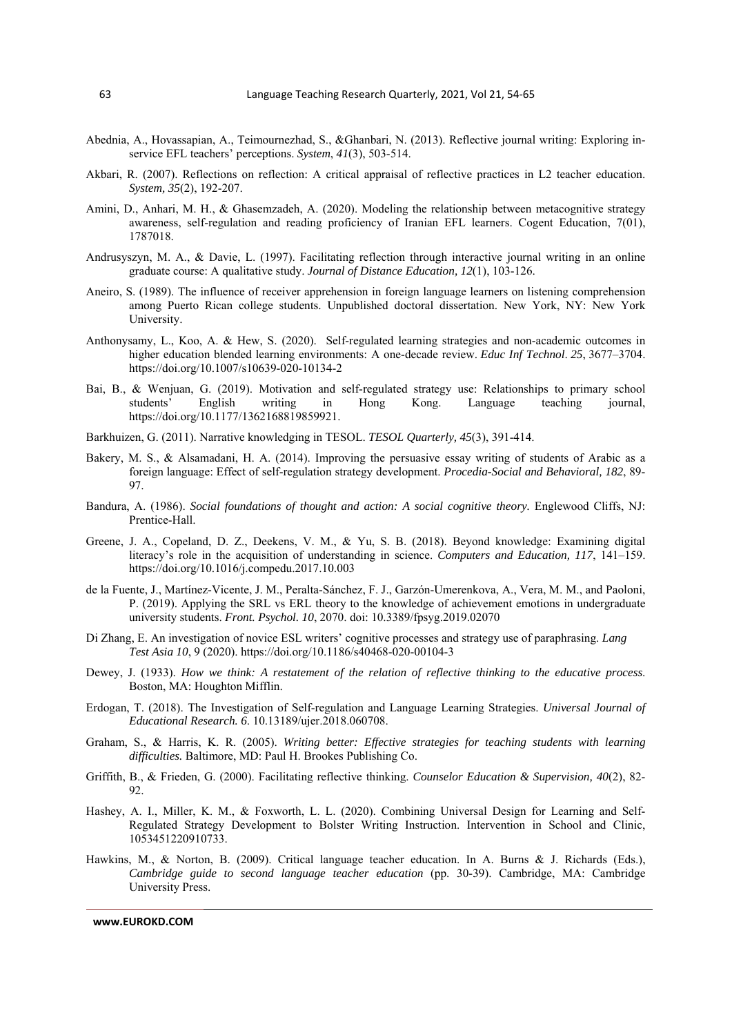Abednia, A., Hovassapian, A., Teimournezhad, S., &Ghanbari, N. (2013). Reflective journal writing: Exploring in-service EFL teachers' perceptions. *System*, *41*(3), 503-514.

Akbari, R. (2007). Reflections on reflection: A critical appraisal of reflective practices in L2 teacher education. *System, 35*(2), 192-207.

Amini, D., Anhari, M. H., & Ghasemzadeh, A. (2020). Modeling the relationship between metacognitive strategy awareness, self-regulation and reading proficiency of Iranian EFL learners. Cogent Education, 7(01), 1787018.

Andrusyszyn, M. A., & Davie, L. (1997). Facilitating reflection through interactive journal writing in an online graduate course: A qualitative study. *Journal of Distance Education, 12*(1), 103-126.

Aneiro, S. (1989). The influence of receiver apprehension in foreign language learners on listening comprehension among Puerto Rican college students. Unpublished doctoral dissertation. New York, NY: New York University.

Anthonysamy, L., Koo, A. & Hew, S. (2020). Self-regulated learning strategies and non-academic outcomes in higher education blended learning environments: A one-decade review. *Educ Inf Technol*. *25*, 3677–3704. https://doi.org/10.1007/s10639-020-10134-2

Bai, B., & Wenjuan, G. (2019). Motivation and self-regulated strategy use: Relationships to primary school students' English writing in Hong Kong. Language teaching journal, https://doi.org/10.1177/1362168819859921.

Barkhuizen, G. (2011). Narrative knowledging in TESOL. *TESOL Quarterly, 45*(3), 391-414.

Bakery, M. S., & Alsamadani, H. A. (2014). Improving the persuasive essay writing of students of Arabic as a foreign language: Effect of self-regulation strategy development. *Procedia-Social and Behavioral, 182*, 89-97.

Bandura, A. (1986). *Social foundations of thought and action: A social cognitive theory*. Englewood Cliffs, NJ: Prentice-Hall.

Greene, J. A., Copeland, D. Z., Deekens, V. M., & Yu, S. B. (2018). Beyond knowledge: Examining digital literacy's role in the acquisition of understanding in science. *Computers and Education, 117*, 141–159. https://doi.org/10.1016/j.compedu.2017.10.003

de la Fuente, J., Martínez-Vicente, J. M., Peralta-Sánchez, F. J., Garzón-Umerenkova, A., Vera, M. M., and Paoloni, P. (2019). Applying the SRL vs ERL theory to the knowledge of achievement emotions in undergraduate university students. *Front. Psychol. 10*, 2070. doi: 10.3389/fpsyg.2019.02070

Di Zhang, E. An investigation of novice ESL writers' cognitive processes and strategy use of paraphrasing. *Lang Test Asia 10*, 9 (2020). https://doi.org/10.1186/s40468-020-00104-3

Dewey, J. (1933). *How we think: A restatement of the relation of reflective thinking to the educative process*. Boston, MA: Houghton Mifflin.

Erdogan, T. (2018). The Investigation of Self-regulation and Language Learning Strategies. *Universal Journal of Educational Research. 6*. 10.13189/ujer.2018.060708.

Graham, S., & Harris, K. R. (2005). *Writing better: Effective strategies for teaching students with learning difficulties.* Baltimore, MD: Paul H. Brookes Publishing Co.

Griffith, B., & Frieden, G. (2000). Facilitating reflective thinking. *Counselor Education & Supervision, 40*(2), 82-92.

Hashey, A. I., Miller, K. M., & Foxworth, L. L. (2020). Combining Universal Design for Learning and Self-Regulated Strategy Development to Bolster Writing Instruction. Intervention in School and Clinic, 1053451220910733.

Hawkins, M., & Norton, B. (2009). Critical language teacher education. In A. Burns & J. Richards (Eds.), *Cambridge guide to second language teacher education* (pp. 30-39). Cambridge, MA: Cambridge University Press.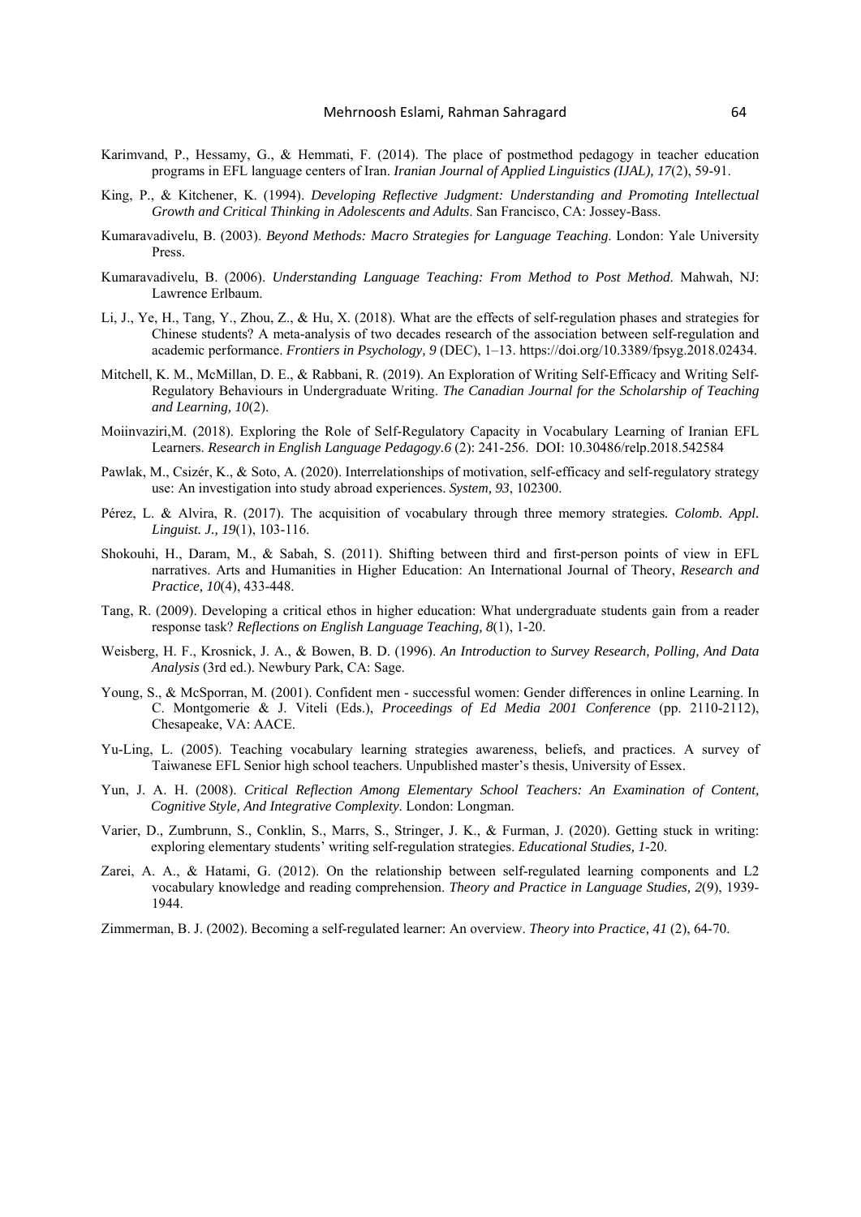Karimvand, P., Hessamy, G., & Hemmati, F. (2014). The place of postmethod pedagogy in teacher education programs in EFL language centers of Iran. *Iranian Journal of Applied Linguistics (IJAL), 17*(2), 59-91.

King, P., & Kitchener, K. (1994). *Developing Reflective Judgment: Understanding and Promoting Intellectual Growth and Critical Thinking in Adolescents and Adults*. San Francisco, CA: Jossey-Bass.

Kumaravadivelu, B. (2003). *Beyond Methods: Macro Strategies for Language Teaching*. London: Yale University Press.

Kumaravadivelu, B. (2006). *Understanding Language Teaching: From Method to Post Method*. Mahwah, NJ: Lawrence Erlbaum.

Li, J., Ye, H., Tang, Y., Zhou, Z., & Hu, X. (2018). What are the effects of self-regulation phases and strategies for Chinese students? A meta-analysis of two decades research of the association between self-regulation and academic performance. *Frontiers in Psychology, 9* (DEC), 1–13. https://doi.org/10.3389/fpsyg.2018.02434.

Mitchell, K. M., McMillan, D. E., & Rabbani, R. (2019). An Exploration of Writing Self-Efficacy and Writing Self-Regulatory Behaviours in Undergraduate Writing. *The Canadian Journal for the Scholarship of Teaching and Learning, 10*(2).

Moiinvaziri,M. (2018). Exploring the Role of Self-Regulatory Capacity in Vocabulary Learning of Iranian EFL Learners. *Research in English Language Pedagogy.6* (2): 241-256. DOI: 10.30486/relp.2018.542584

Pawlak, M., Csizér, K., & Soto, A. (2020). Interrelationships of motivation, self-efficacy and self-regulatory strategy use: An investigation into study abroad experiences. *System, 93*, 102300.

Pérez, L. & Alvira, R. (2017). The acquisition of vocabulary through three memory strategies. *Colomb. Appl. Linguist. J., 19*(1), 103-116.

Shokouhi, H., Daram, M., & Sabah, S. (2011). Shifting between third and first-person points of view in EFL narratives. Arts and Humanities in Higher Education: An International Journal of Theory, *Research and Practice, 10*(4), 433-448.

Tang, R. (2009). Developing a critical ethos in higher education: What undergraduate students gain from a reader response task? *Reflections on English Language Teaching, 8*(1), 1-20.

Weisberg, H. F., Krosnick, J. A., & Bowen, B. D. (1996). *An Introduction to Survey Research, Polling, And Data Analysis* (3rd ed.). Newbury Park, CA: Sage.

Young, S., & McSporran, M. (2001). Confident men - successful women: Gender differences in online Learning. In C. Montgomerie & J. Viteli (Eds.), *Proceedings of Ed Media 2001 Conference* (pp. 2110-2112), Chesapeake, VA: AACE.

Yu-Ling, L. (2005). Teaching vocabulary learning strategies awareness, beliefs, and practices. A survey of Taiwanese EFL Senior high school teachers. Unpublished master's thesis, University of Essex.

Yun, J. A. H. (2008). *Critical Reflection Among Elementary School Teachers: An Examination of Content, Cognitive Style, And Integrative Complexity*. London: Longman.

Varier, D., Zumbrunn, S., Conklin, S., Marrs, S., Stringer, J. K., & Furman, J. (2020). Getting stuck in writing: exploring elementary students' writing self-regulation strategies. *Educational Studies, 1*-20.

Zarei, A. A., & Hatami, G. (2012). On the relationship between self-regulated learning components and L2 vocabulary knowledge and reading comprehension. *Theory and Practice in Language Studies, 2*(9), 1939-1944.

Zimmerman, B. J. (2002). Becoming a self-regulated learner: An overview. *Theory into Practice, 41* (2), 64-70.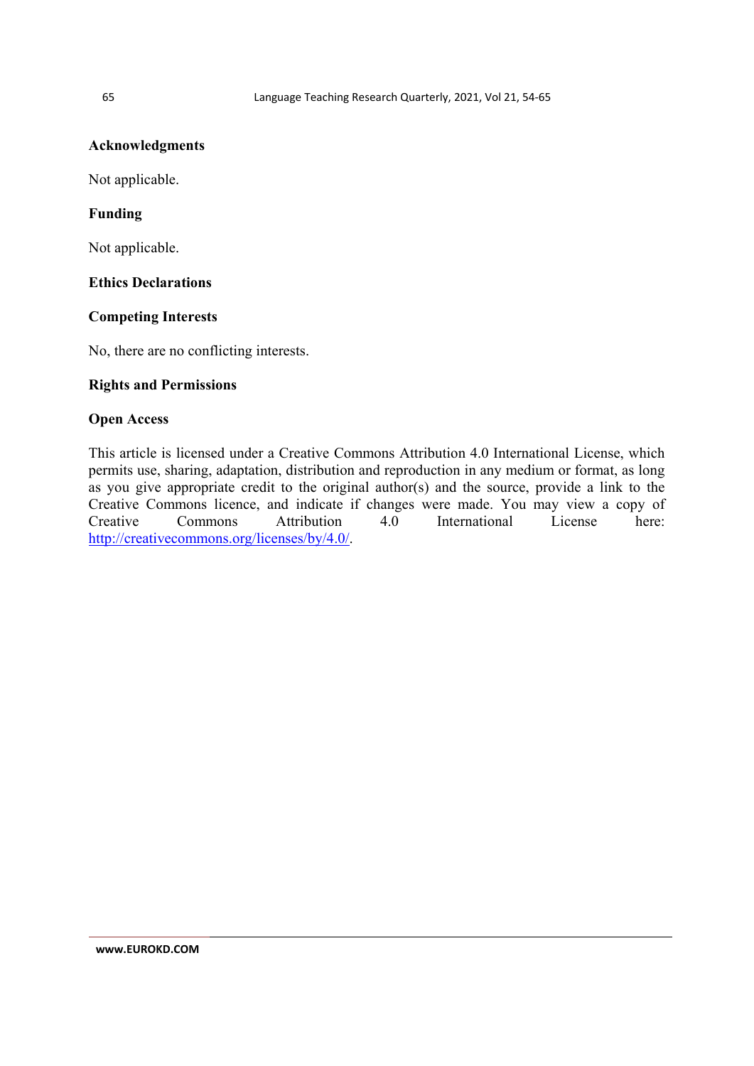## Acknowledgments

Not applicable.

## Funding

Not applicable.

## Ethics Declarations

## Competing Interests

No, there are no conflicting interests.

## Rights and Permissions

## Open Access

This article is licensed under a Creative Commons Attribution 4.0 International License, which permits use, sharing, adaptation, distribution and reproduction in any medium or format, as long as you give appropriate credit to the original author(s) and the source, provide a link to the Creative Commons licence, and indicate if changes were made. You may view a copy of Creative Commons Attribution 4.0 International License here: http://creativecommons.org/licenses/by/4.0/.